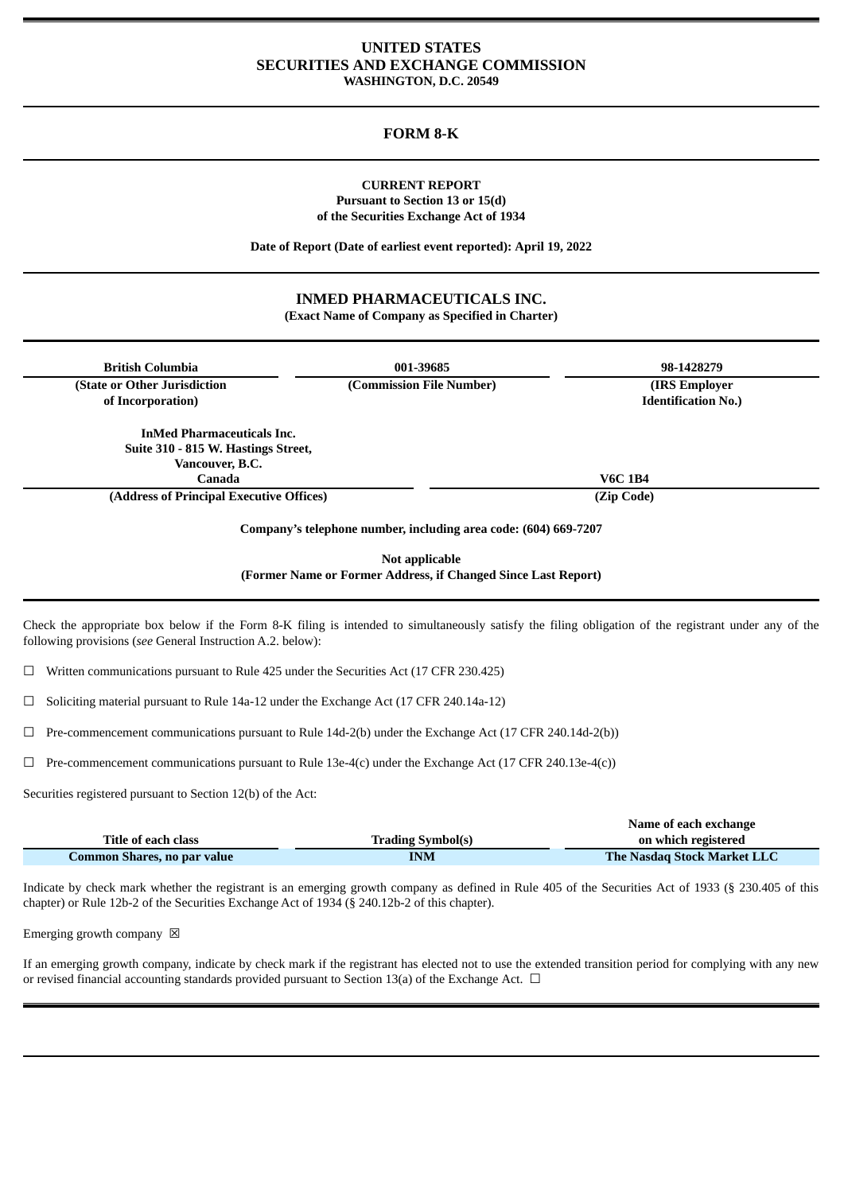# UNITED STATES
# SECURITIES AND EXCHANGE COMMISSION
**WASHINGTON, D.C. 20549**

## FORM 8-K

**CURRENT REPORT**
**Pursuant to Section 13 or 15(d)**
**of the Securities Exchange Act of 1934**

**Date of Report (Date of earliest event reported): April 19, 2022**

## INMED PHARMACEUTICALS INC.
**(Exact Name of Company as Specified in Charter)**

| British Columbia | 001-39685 | 98-1428279 |
|---|---|---|
| (State or Other Jurisdiction of Incorporation) | (Commission File Number) | (IRS Employer Identification No.) |

| InMed Pharmaceuticals Inc. Suite 310 - 815 W. Hastings Street, Vancouver, B.C. Canada | V6C 1B4 |
|---|---|
| (Address of Principal Executive Offices) | (Zip Code) |

**Company's telephone number, including area code: (604) 669-7207**

**Not applicable**
**(Former Name or Former Address, if Changed Since Last Report)**

Check the appropriate box below if the Form 8-K filing is intended to simultaneously satisfy the filing obligation of the registrant under any of the following provisions (*see* General Instruction A.2. below):

☐ Written communications pursuant to Rule 425 under the Securities Act (17 CFR 230.425)

☐ Soliciting material pursuant to Rule 14a-12 under the Exchange Act (17 CFR 240.14a-12)

☐ Pre-commencement communications pursuant to Rule 14d-2(b) under the Exchange Act (17 CFR 240.14d-2(b))

☐ Pre-commencement communications pursuant to Rule 13e-4(c) under the Exchange Act (17 CFR 240.13e-4(c))

Securities registered pursuant to Section 12(b) of the Act:

| Title of each class | Trading Symbol(s) | Name of each exchange on which registered |
|---|---|---|
| Common Shares, no par value | INM | The Nasdaq Stock Market LLC |

Indicate by check mark whether the registrant is an emerging growth company as defined in Rule 405 of the Securities Act of 1933 (§ 230.405 of this chapter) or Rule 12b-2 of the Securities Exchange Act of 1934 (§ 240.12b-2 of this chapter).

Emerging growth company ☒

If an emerging growth company, indicate by check mark if the registrant has elected not to use the extended transition period for complying with any new or revised financial accounting standards provided pursuant to Section 13(a) of the Exchange Act. ☐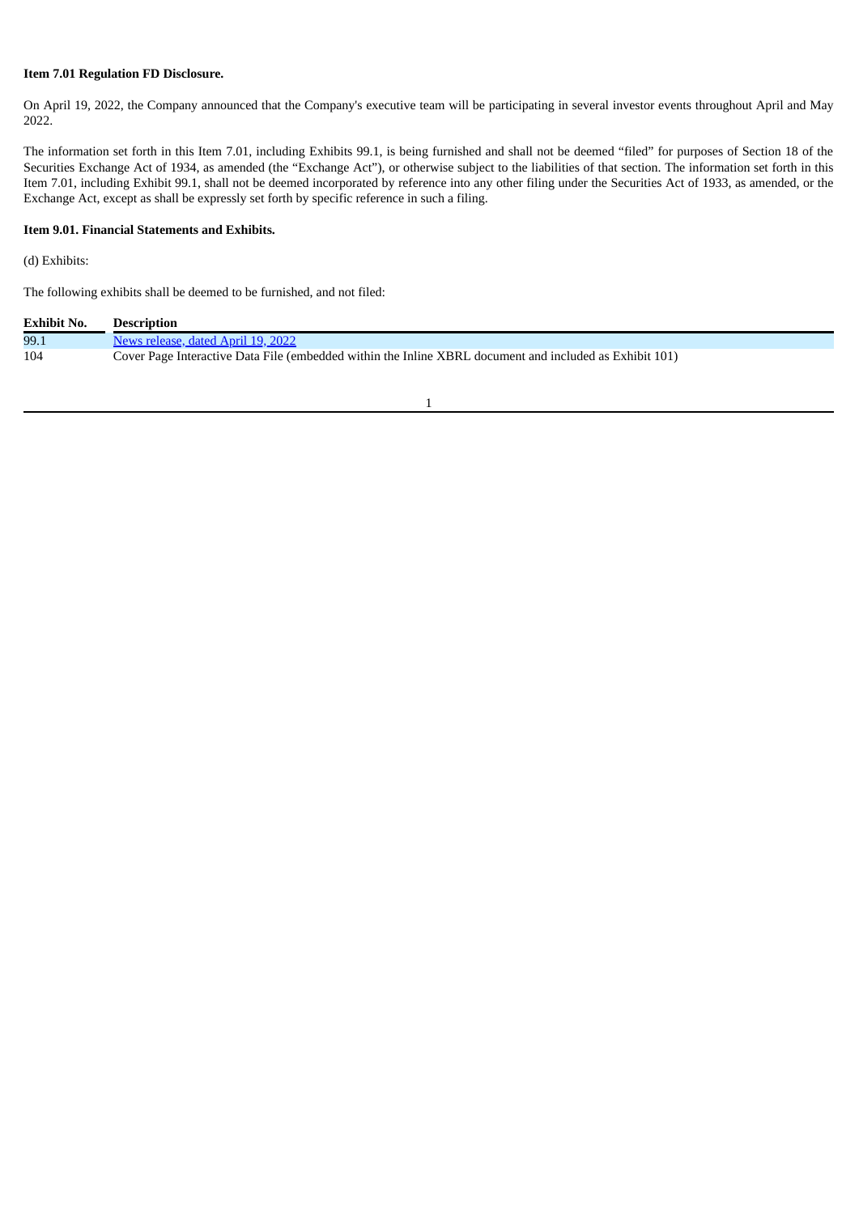**Item 7.01 Regulation FD Disclosure.**

On April 19, 2022, the Company announced that the Company's executive team will be participating in several investor events throughout April and May 2022.

The information set forth in this Item 7.01, including Exhibits 99.1, is being furnished and shall not be deemed "filed" for purposes of Section 18 of the Securities Exchange Act of 1934, as amended (the "Exchange Act"), or otherwise subject to the liabilities of that section. The information set forth in this Item 7.01, including Exhibit 99.1, shall not be deemed incorporated by reference into any other filing under the Securities Act of 1933, as amended, or the Exchange Act, except as shall be expressly set forth by specific reference in such a filing.

**Item 9.01. Financial Statements and Exhibits.**

(d) Exhibits:

The following exhibits shall be deemed to be furnished, and not filed:

| Exhibit No. | Description |
|---|---|
| 99.1 | News release, dated April 19, 2022 |
| 104 | Cover Page Interactive Data File (embedded within the Inline XBRL document and included as Exhibit 101) |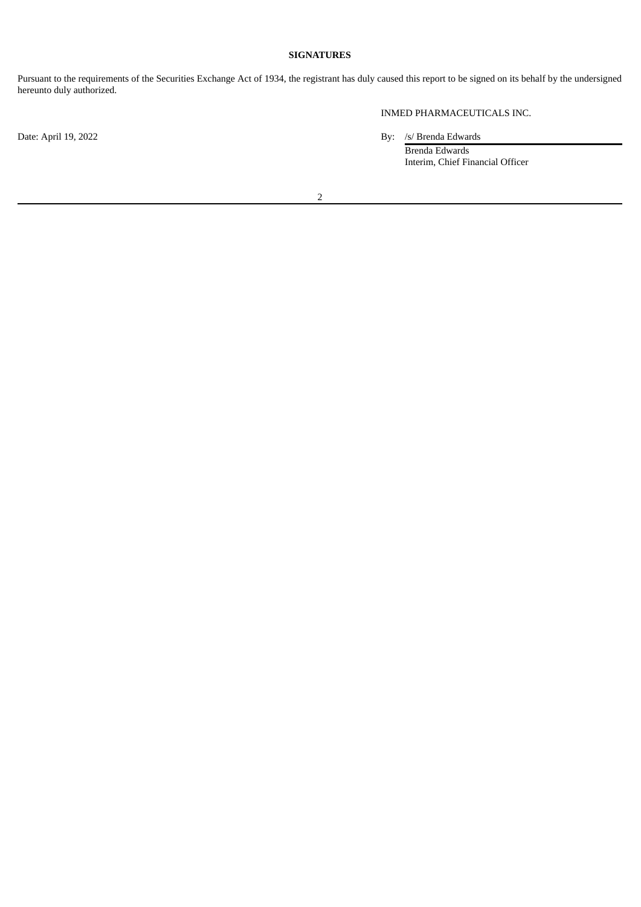**SIGNATURES**

Pursuant to the requirements of the Securities Exchange Act of 1934, the registrant has duly caused this report to be signed on its behalf by the undersigned hereunto duly authorized.

INMED PHARMACEUTICALS INC.

Date: April 19, 2022

By: /s/ Brenda Edwards
Brenda Edwards
Interim, Chief Financial Officer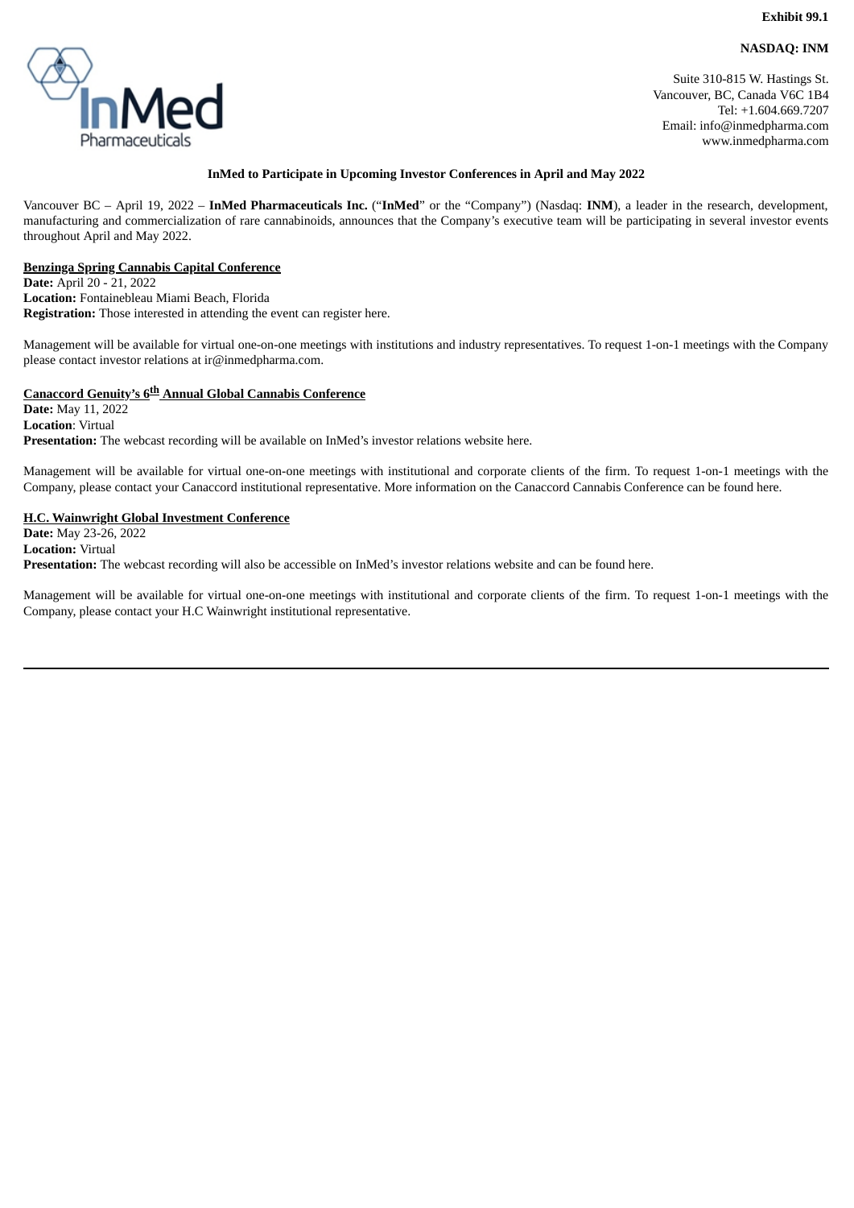Exhibit 99.1

**NASDAQ: INM**

InMed Pharmaceuticals

Suite 310-815 W. Hastings St.
Vancouver, BC, Canada V6C 1B4
Tel: +1.604.669.7207
Email: info@inmedpharma.com
www.inmedpharma.com

**InMed to Participate in Upcoming Investor Conferences in April and May 2022**

Vancouver BC – April 19, 2022 – **InMed Pharmaceuticals Inc.** ("**InMed**" or the "Company") (Nasdaq: **INM**), a leader in the research, development, manufacturing and commercialization of rare cannabinoids, announces that the Company's executive team will be participating in several investor events throughout April and May 2022.

**Benzinga Spring Cannabis Capital Conference**
**Date:** April 20 - 21, 2022
**Location:** Fontainebleau Miami Beach, Florida
**Registration:** Those interested in attending the event can register here.

Management will be available for virtual one-on-one meetings with institutions and industry representatives. To request 1-on-1 meetings with the Company please contact investor relations at ir@inmedpharma.com.

**Canaccord Genuity's 6th Annual Global Cannabis Conference**
**Date:** May 11, 2022
**Location**: Virtual
**Presentation:** The webcast recording will be available on InMed's investor relations website here.

Management will be available for virtual one-on-one meetings with institutional and corporate clients of the firm. To request 1-on-1 meetings with the Company, please contact your Canaccord institutional representative. More information on the Canaccord Cannabis Conference can be found here.

**H.C. Wainwright Global Investment Conference**
**Date:** May 23-26, 2022
**Location:** Virtual
**Presentation:** The webcast recording will also be accessible on InMed's investor relations website and can be found here.

Management will be available for virtual one-on-one meetings with institutional and corporate clients of the firm. To request 1-on-1 meetings with the Company, please contact your H.C Wainwright institutional representative.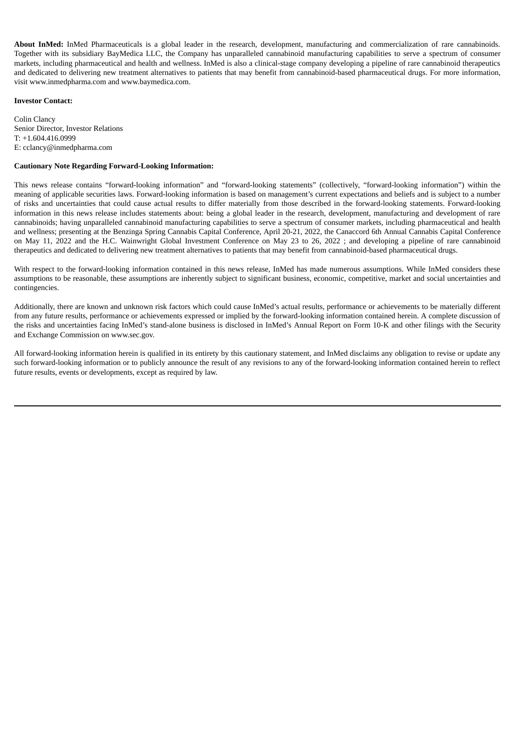**About InMed:** InMed Pharmaceuticals is a global leader in the research, development, manufacturing and commercialization of rare cannabinoids. Together with its subsidiary BayMedica LLC, the Company has unparalleled cannabinoid manufacturing capabilities to serve a spectrum of consumer markets, including pharmaceutical and health and wellness. InMed is also a clinical-stage company developing a pipeline of rare cannabinoid therapeutics and dedicated to delivering new treatment alternatives to patients that may benefit from cannabinoid-based pharmaceutical drugs. For more information, visit www.inmedpharma.com and www.baymedica.com.

**Investor Contact:**

Colin Clancy
Senior Director, Investor Relations
T: +1.604.416.0999
E: cclancy@inmedpharma.com

**Cautionary Note Regarding Forward-Looking Information:**

This news release contains "forward-looking information" and "forward-looking statements" (collectively, "forward-looking information") within the meaning of applicable securities laws. Forward-looking information is based on management's current expectations and beliefs and is subject to a number of risks and uncertainties that could cause actual results to differ materially from those described in the forward-looking statements. Forward-looking information in this news release includes statements about: being a global leader in the research, development, manufacturing and development of rare cannabinoids; having unparalleled cannabinoid manufacturing capabilities to serve a spectrum of consumer markets, including pharmaceutical and health and wellness; presenting at the Benzinga Spring Cannabis Capital Conference, April 20-21, 2022, the Canaccord 6th Annual Cannabis Capital Conference on May 11, 2022 and the H.C. Wainwright Global Investment Conference on May 23 to 26, 2022 ; and developing a pipeline of rare cannabinoid therapeutics and dedicated to delivering new treatment alternatives to patients that may benefit from cannabinoid-based pharmaceutical drugs.

With respect to the forward-looking information contained in this news release, InMed has made numerous assumptions. While InMed considers these assumptions to be reasonable, these assumptions are inherently subject to significant business, economic, competitive, market and social uncertainties and contingencies.

Additionally, there are known and unknown risk factors which could cause InMed's actual results, performance or achievements to be materially different from any future results, performance or achievements expressed or implied by the forward-looking information contained herein. A complete discussion of the risks and uncertainties facing InMed's stand-alone business is disclosed in InMed's Annual Report on Form 10-K and other filings with the Security and Exchange Commission on www.sec.gov.

All forward-looking information herein is qualified in its entirety by this cautionary statement, and InMed disclaims any obligation to revise or update any such forward-looking information or to publicly announce the result of any revisions to any of the forward-looking information contained herein to reflect future results, events or developments, except as required by law.